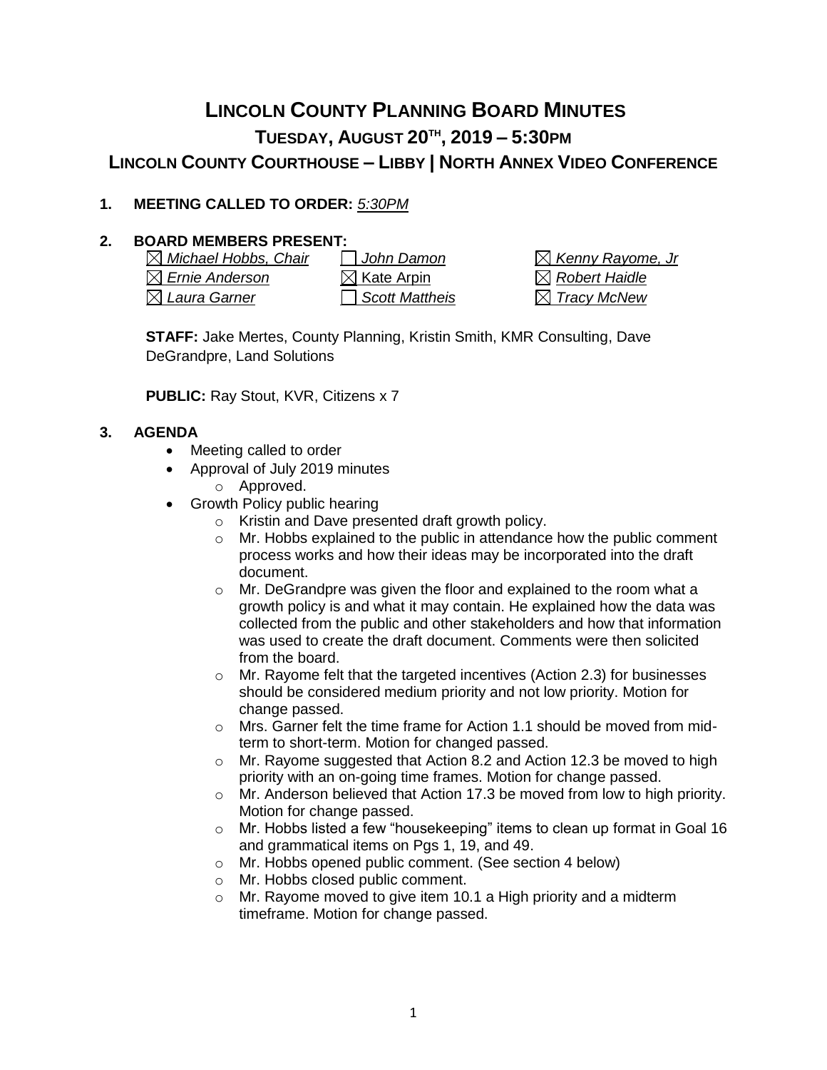# LINCOLN COUNTY PLANNING BOARD MINUTES

## TUESDAY, AUGUST 20TH, 2019 – 5:30PM

## LINCOLN COUNTY COURTHOUSE – LIBBY | NORTH ANNEX VIDEO CONFERENCE

**1. MEETING CALLED TO ORDER:** *5:30PM*

**2. BOARD MEMBERS PRESENT:**

| | | |
|---|---|---|
| ☒ *Michael Hobbs, Chair* | ☐ *John Damon* | ☒ *Kenny Rayome, Jr* |
| ☒ *Ernie Anderson* | ☒ Kate Arpin | ☒ *Robert Haidle* |
| ☒ *Laura Garner* | ☐ *Scott Mattheis* | ☒ *Tracy McNew* |

**STAFF:** Jake Mertes, County Planning, Kristin Smith, KMR Consulting, Dave DeGrandpre, Land Solutions

**PUBLIC:** Ray Stout, KVR, Citizens x 7

**3. AGENDA**

- Meeting called to order
- Approval of July 2019 minutes
  - Approved.
- Growth Policy public hearing
  - Kristin and Dave presented draft growth policy.
  - Mr. Hobbs explained to the public in attendance how the public comment process works and how their ideas may be incorporated into the draft document.
  - Mr. DeGrandpre was given the floor and explained to the room what a growth policy is and what it may contain. He explained how the data was collected from the public and other stakeholders and how that information was used to create the draft document. Comments were then solicited from the board.
  - Mr. Rayome felt that the targeted incentives (Action 2.3) for businesses should be considered medium priority and not low priority. Motion for change passed.
  - Mrs. Garner felt the time frame for Action 1.1 should be moved from mid-term to short-term. Motion for changed passed.
  - Mr. Rayome suggested that Action 8.2 and Action 12.3 be moved to high priority with an on-going time frames. Motion for change passed.
  - Mr. Anderson believed that Action 17.3 be moved from low to high priority. Motion for change passed.
  - Mr. Hobbs listed a few "housekeeping" items to clean up format in Goal 16 and grammatical items on Pgs 1, 19, and 49.
  - Mr. Hobbs opened public comment. (See section 4 below)
  - Mr. Hobbs closed public comment.
  - Mr. Rayome moved to give item 10.1 a High priority and a midterm timeframe. Motion for change passed.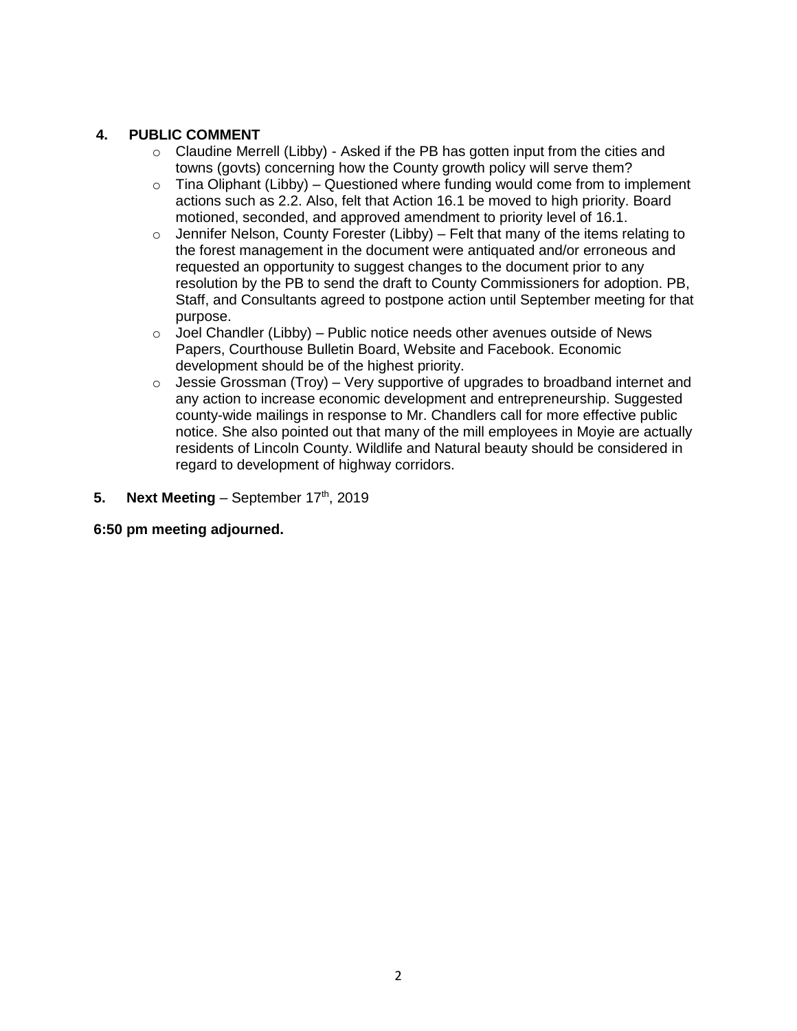## 4. PUBLIC COMMENT

- Claudine Merrell (Libby) - Asked if the PB has gotten input from the cities and towns (govts) concerning how the County growth policy will serve them?
- Tina Oliphant (Libby) – Questioned where funding would come from to implement actions such as 2.2. Also, felt that Action 16.1 be moved to high priority. Board motioned, seconded, and approved amendment to priority level of 16.1.
- Jennifer Nelson, County Forester (Libby) – Felt that many of the items relating to the forest management in the document were antiquated and/or erroneous and requested an opportunity to suggest changes to the document prior to any resolution by the PB to send the draft to County Commissioners for adoption. PB, Staff, and Consultants agreed to postpone action until September meeting for that purpose.
- Joel Chandler (Libby) – Public notice needs other avenues outside of News Papers, Courthouse Bulletin Board, Website and Facebook. Economic development should be of the highest priority.
- Jessie Grossman (Troy) – Very supportive of upgrades to broadband internet and any action to increase economic development and entrepreneurship. Suggested county-wide mailings in response to Mr. Chandlers call for more effective public notice. She also pointed out that many of the mill employees in Moyie are actually residents of Lincoln County. Wildlife and Natural beauty should be considered in regard to development of highway corridors.

**5. Next Meeting** – September 17th, 2019

**6:50 pm meeting adjourned.**